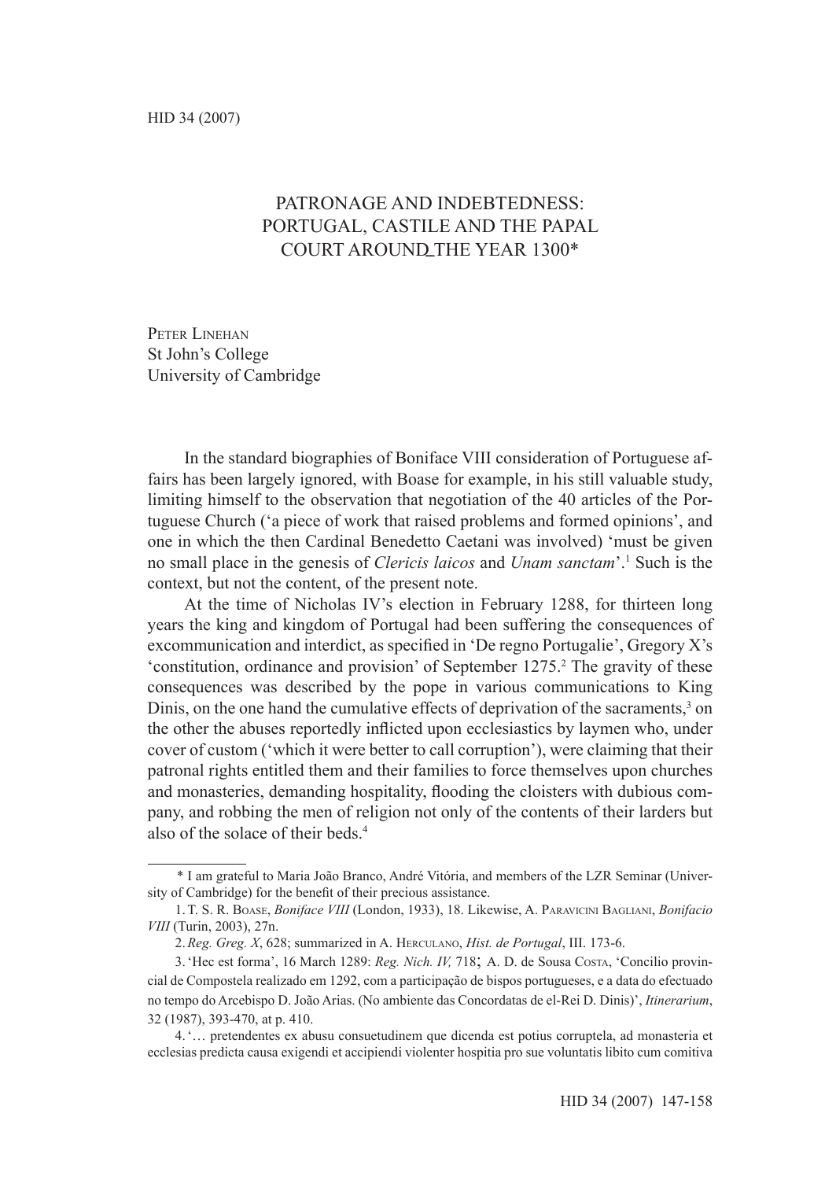# PATRONAGE AND INDEBTEDNESS: PORTUGAL, CASTILE AND THE PAPAL COURT AROUND THE YEAR 1300*

Peter Linehan
St John's College
University of Cambridge

In the standard biographies of Boniface VIII consideration of Portuguese affairs has been largely ignored, with Boase for example, in his still valuable study, limiting himself to the observation that negotiation of the 40 articles of the Portuguese Church ('a piece of work that raised problems and formed opinions', and one in which the then Cardinal Benedetto Caetani was involved) 'must be given no small place in the genesis of *Clericis laicos* and *Unam sanctam*'.[1] Such is the context, but not the content, of the present note.

At the time of Nicholas IV's election in February 1288, for thirteen long years the king and kingdom of Portugal had been suffering the consequences of excommunication and interdict, as specified in 'De regno Portugalie', Gregory X's 'constitution, ordinance and provision' of September 1275.[2] The gravity of these consequences was described by the pope in various communications to King Dinis, on the one hand the cumulative effects of deprivation of the sacraments,[3] on the other the abuses reportedly inflicted upon ecclesiastics by laymen who, under cover of custom ('which it were better to call corruption'), were claiming that their patronal rights entitled them and their families to force themselves upon churches and monasteries, demanding hospitality, flooding the cloisters with dubious company, and robbing the men of religion not only of the contents of their larders but also of the solace of their beds.[4]

---

\* I am grateful to Maria João Branco, André Vitória, and members of the LZR Seminar (University of Cambridge) for the benefit of their precious assistance.

1. T. S. R. Boase, *Boniface VIII* (London, 1933), 18. Likewise, A. Paravicini Bagliani, *Bonifacio VIII* (Turin, 2003), 27n.

2. *Reg. Greg. X*, 628; summarized in A. Herculano, *Hist. de Portugal*, III. 173-6.

3. 'Hec est forma', 16 March 1289: *Reg. Nich. IV,* 718; A. D. de Sousa Costa, 'Concilio provincial de Compostela realizado em 1292, com a participação de bispos portugueses, e a data do efectuado no tempo do Arcebispo D. João Arias. (No ambiente das Concordatas de el-Rei D. Dinis)', *Itinerarium*, 32 (1987), 393-470, at p. 410.

4. '… pretendentes ex abusu consuetudinem que dicenda est potius corruptela, ad monasteria et ecclesias predicta causa exigendi et accipiendi violenter hospitia pro sue voluntatis libito cum comitiva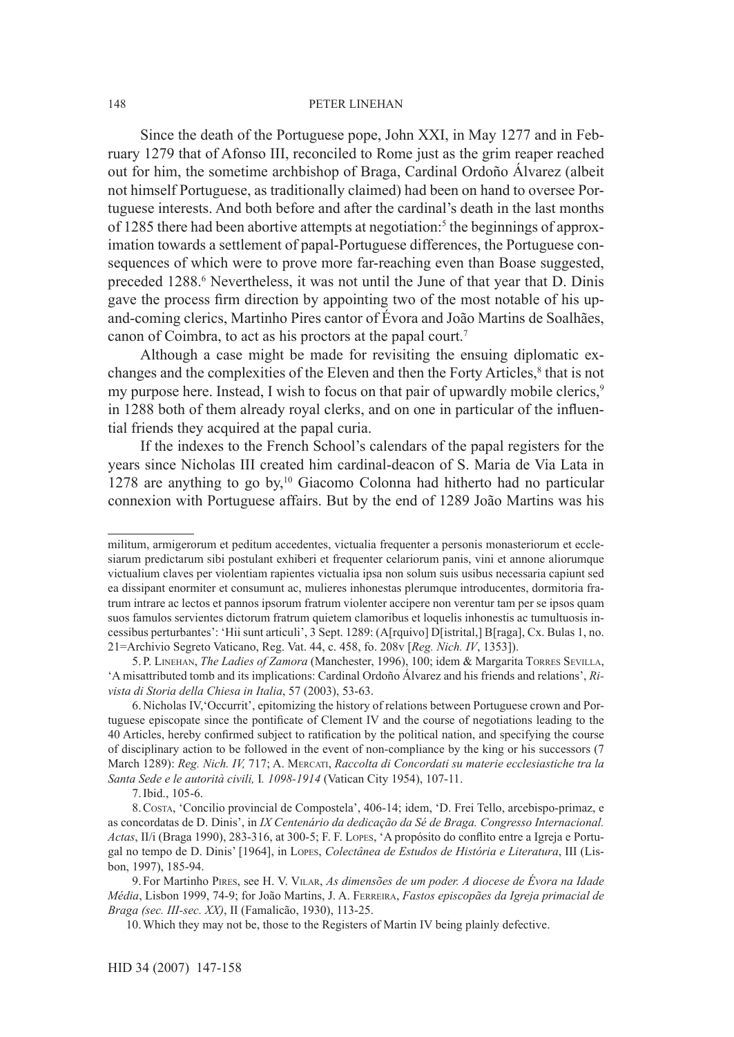Since the death of the Portuguese pope, John XXI, in May 1277 and in February 1279 that of Afonso III, reconciled to Rome just as the grim reaper reached out for him, the sometime archbishop of Braga, Cardinal Ordoño Álvarez (albeit not himself Portuguese, as traditionally claimed) had been on hand to oversee Portuguese interests. And both before and after the cardinal's death in the last months of 1285 there had been abortive attempts at negotiation:[5] the beginnings of approximation towards a settlement of papal-Portuguese differences, the Portuguese consequences of which were to prove more far-reaching even than Boase suggested, preceded 1288.[6] Nevertheless, it was not until the June of that year that D. Dinis gave the process firm direction by appointing two of the most notable of his up-and-coming clerics, Martinho Pires cantor of Évora and João Martins de Soalhães, canon of Coimbra, to act as his proctors at the papal court.[7]

Although a case might be made for revisiting the ensuing diplomatic exchanges and the complexities of the Eleven and then the Forty Articles,[8] that is not my purpose here. Instead, I wish to focus on that pair of upwardly mobile clerics,[9] in 1288 both of them already royal clerks, and on one in particular of the influential friends they acquired at the papal curia.

If the indexes to the French School's calendars of the papal registers for the years since Nicholas III created him cardinal-deacon of S. Maria de Via Lata in 1278 are anything to go by,[10] Giacomo Colonna had hitherto had no particular connexion with Portuguese affairs. But by the end of 1289 João Martins was his

---

militum, armigerorum et peditum accedentes, victualia frequenter a personis monasteriorum et ecclesiarum predictarum sibi postulant exhiberi et frequenter celariorum panis, vini et annone aliorumque victualium claves per violentiam rapientes victualia ipsa non solum suis usibus necessaria capiunt sed ea dissipant enormiter et consumunt ac, mulieres inhonestas plerumque introducentes, dormitoria fratrum intrare ac lectos et pannos ipsorum fratrum violenter accipere non verentur tam per se ipsos quam suos famulos servientes dictorum fratrum quietem clamoribus et loquelis inhonestis ac tumultuosis incessibus perturbantes': 'Hii sunt articuli', 3 Sept. 1289: (A[rquivo] D[istrital,] B[raga], Cx. Bulas 1, no. 21=Archivio Segreto Vaticano, Reg. Vat. 44, c. 458, fo. 208v [*Reg. Nich. IV*, 1353]).

5. P. Linehan, *The Ladies of Zamora* (Manchester, 1996), 100; idem & Margarita Torres Sevilla, 'A misattributed tomb and its implications: Cardinal Ordoño Álvarez and his friends and relations', *Rivista di Storia della Chiesa in Italia*, 57 (2003), 53-63.

6. Nicholas IV,'Occurrit', epitomizing the history of relations between Portuguese crown and Portuguese episcopate since the pontificate of Clement IV and the course of negotiations leading to the 40 Articles, hereby confirmed subject to ratification by the political nation, and specifying the course of disciplinary action to be followed in the event of non-compliance by the king or his successors (7 March 1289): *Reg. Nich. IV,* 717; A. Mercati, *Raccolta di Concordati su materie ecclesiastiche tra la Santa Sede e le autorità civili,* I*. 1098-1914* (Vatican City 1954), 107-11.

7. Ibid., 105-6.

8. Costa, 'Concilio provincial de Compostela', 406-14; idem, 'D. Frei Tello, arcebispo-primaz, e as concordatas de D. Dinis', in *IX Centenário da dedicação da Sé de Braga. Congresso Internacional. Actas*, II/i (Braga 1990), 283-316, at 300-5; F. F. Lopes, 'A propósito do conflito entre a Igreja e Portugal no tempo de D. Dinis' [1964], in Lopes, *Colectânea de Estudos de História e Literatura*, III (Lisbon, 1997), 185-94.

9. For Martinho Pires, see H. V. Vilar, *As dimensões de um poder. A diocese de Évora na Idade Média*, Lisbon 1999, 74-9; for João Martins, J. A. Ferreira, *Fastos episcopães da Igreja primacial de Braga (sec. III-sec. XX)*, II (Famalicão, 1930), 113-25.

10. Which they may not be, those to the Registers of Martin IV being plainly defective.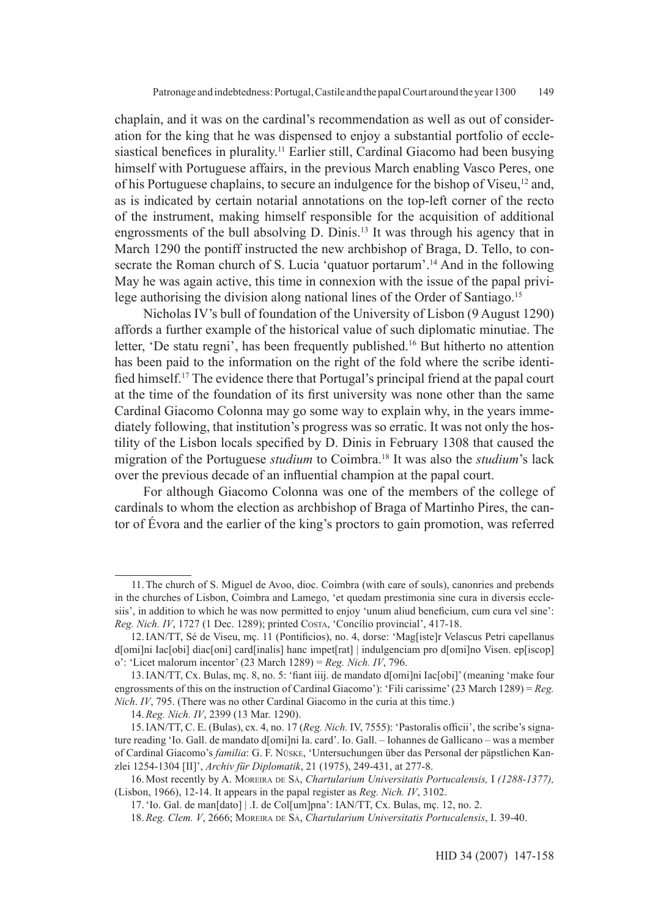chaplain, and it was on the cardinal's recommendation as well as out of consideration for the king that he was dispensed to enjoy a substantial portfolio of ecclesiastical benefices in plurality.[11] Earlier still, Cardinal Giacomo had been busying himself with Portuguese affairs, in the previous March enabling Vasco Peres, one of his Portuguese chaplains, to secure an indulgence for the bishop of Viseu,[12] and, as is indicated by certain notarial annotations on the top-left corner of the recto of the instrument, making himself responsible for the acquisition of additional engrossments of the bull absolving D. Dinis.[13] It was through his agency that in March 1290 the pontiff instructed the new archbishop of Braga, D. Tello, to consecrate the Roman church of S. Lucia 'quatuor portarum'.[14] And in the following May he was again active, this time in connexion with the issue of the papal privilege authorising the division along national lines of the Order of Santiago.[15]

Nicholas IV's bull of foundation of the University of Lisbon (9 August 1290) affords a further example of the historical value of such diplomatic minutiae. The letter, 'De statu regni', has been frequently published.[16] But hitherto no attention has been paid to the information on the right of the fold where the scribe identified himself.[17] The evidence there that Portugal's principal friend at the papal court at the time of the foundation of its first university was none other than the same Cardinal Giacomo Colonna may go some way to explain why, in the years immediately following, that institution's progress was so erratic. It was not only the hostility of the Lisbon locals specified by D. Dinis in February 1308 that caused the migration of the Portuguese *studium* to Coimbra.[18] It was also the *studium*'s lack over the previous decade of an influential champion at the papal court.

For although Giacomo Colonna was one of the members of the college of cardinals to whom the election as archbishop of Braga of Martinho Pires, the cantor of Évora and the earlier of the king's proctors to gain promotion, was referred

---

11. The church of S. Miguel de Avoo, dioc. Coimbra (with care of souls), canonries and prebends in the churches of Lisbon, Coimbra and Lamego, 'et quedam prestimonia sine cura in diversis ecclesiis', in addition to which he was now permitted to enjoy 'unum aliud beneficium, cum cura vel sine': *Reg. Nich. IV*, 1727 (1 Dec. 1289); printed Costa, 'Concílio provincial', 417-18.

12. IAN/TT, Sé de Viseu, mç. 11 (Pontifícios), no. 4, dorse: 'Mag[iste]r Velascus Petri capellanus d[omi]ni Iac[obi] diac[oni] card[inalis] hanc impet[rat] | indulgenciam pro d[omi]no Visen. ep[iscop]o': 'Licet malorum incentor' (23 March 1289) = *Reg. Nich. IV*, 796.

13. IAN/TT, Cx. Bulas, mç. 8, no. 5: 'fiant iiij. de mandato d[omi]ni Iac[obi]' (meaning 'make four engrossments of this on the instruction of Cardinal Giacomo'): 'Fili carissime' (23 March 1289) = *Reg. Nich*. *IV*, 795. (There was no other Cardinal Giacomo in the curia at this time.)

14. *Reg. Nich. IV*, 2399 (13 Mar. 1290).

15. IAN/TT, C. E. (Bulas), cx. 4, no. 17 (*Reg. Nich.* IV, 7555): 'Pastoralis officii', the scribe's signature reading 'Io. Gall. de mandato d[omi]ni Ia. card'. Io. Gall. – Iohannes de Gallicano – was a member of Cardinal Giacomo's *familia*: G. F. Nüske, 'Untersuchungen über das Personal der päpstlichen Kanzlei 1254-1304 [II]', *Archiv für Diplomatik*, 21 (1975), 249-431, at 277-8.

16. Most recently by A. Moreira de Sá, *Chartularium Universitatis Portucalensis,* I *(1288-1377),* (Lisbon, 1966), 12-14. It appears in the papal register as *Reg. Nich. IV*, 3102.

17. 'Io. Gal. de man[dato] | .I. de Col[um]pna': IAN/TT, Cx. Bulas, mç. 12, no. 2.

18. *Reg. Clem. V*, 2666; Moreira de Sá, *Chartularium Universitatis Portucalensis*, I. 39-40.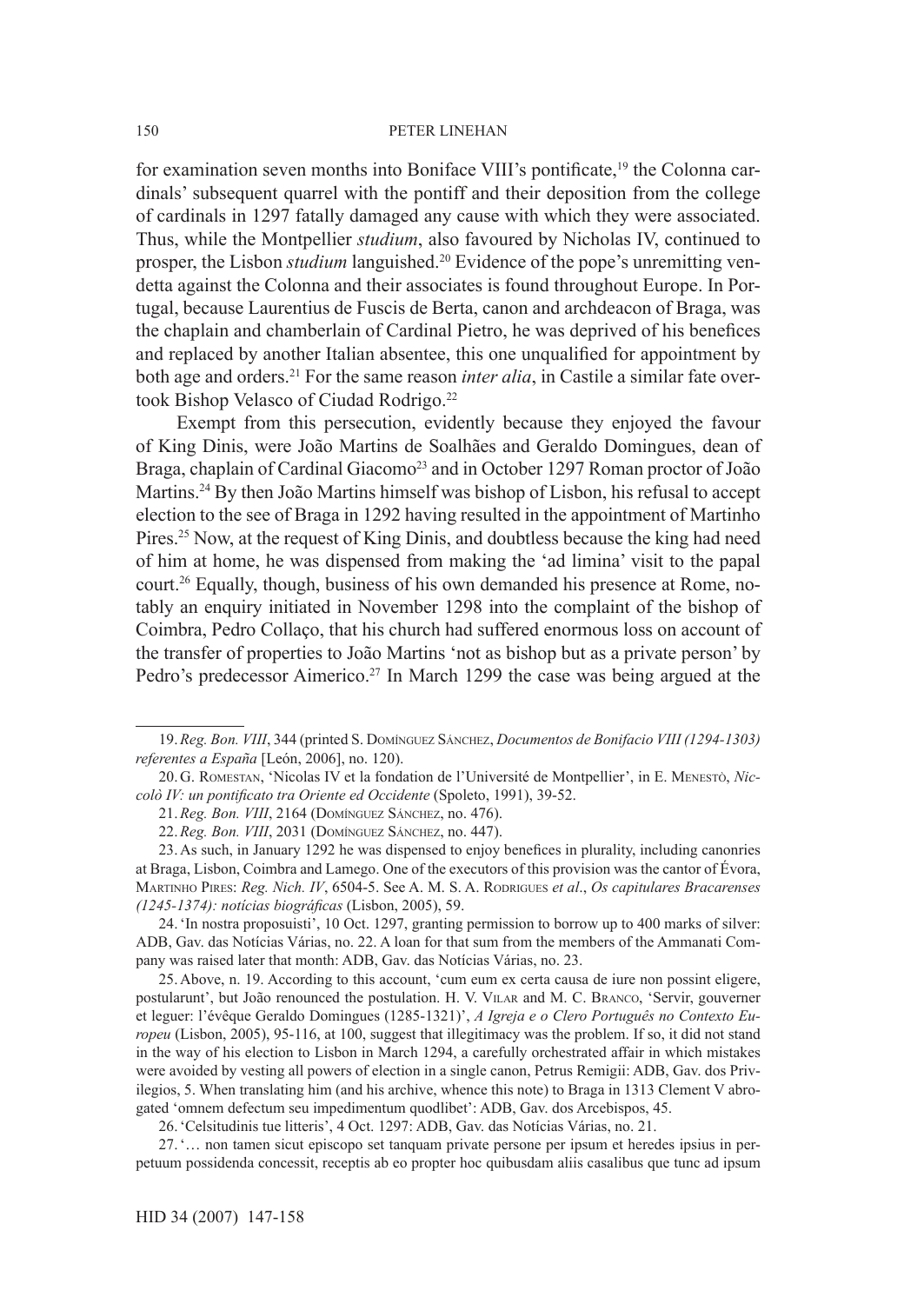for examination seven months into Boniface VIII's pontificate,[19] the Colonna cardinals' subsequent quarrel with the pontiff and their deposition from the college of cardinals in 1297 fatally damaged any cause with which they were associated. Thus, while the Montpellier *studium*, also favoured by Nicholas IV, continued to prosper, the Lisbon *studium* languished.[20] Evidence of the pope's unremitting vendetta against the Colonna and their associates is found throughout Europe. In Portugal, because Laurentius de Fuscis de Berta, canon and archdeacon of Braga, was the chaplain and chamberlain of Cardinal Pietro, he was deprived of his benefices and replaced by another Italian absentee, this one unqualified for appointment by both age and orders.[21] For the same reason *inter alia*, in Castile a similar fate overtook Bishop Velasco of Ciudad Rodrigo.[22]

Exempt from this persecution, evidently because they enjoyed the favour of King Dinis, were João Martins de Soalhães and Geraldo Domingues, dean of Braga, chaplain of Cardinal Giacomo[23] and in October 1297 Roman proctor of João Martins.[24] By then João Martins himself was bishop of Lisbon, his refusal to accept election to the see of Braga in 1292 having resulted in the appointment of Martinho Pires.[25] Now, at the request of King Dinis, and doubtless because the king had need of him at home, he was dispensed from making the 'ad limina' visit to the papal court.[26] Equally, though, business of his own demanded his presence at Rome, notably an enquiry initiated in November 1298 into the complaint of the bishop of Coimbra, Pedro Collaço, that his church had suffered enormous loss on account of the transfer of properties to João Martins 'not as bishop but as a private person' by Pedro's predecessor Aimerico.[27] In March 1299 the case was being argued at the

---

19. *Reg. Bon. VIII*, 344 (printed S. Domínguez Sánchez, *Documentos de Bonifacio VIII (1294-1303) referentes a España* [León, 2006], no. 120).

20. G. Romestan, 'Nicolas IV et la fondation de l'Université de Montpellier', in E. Menestò, *Niccolò IV: un pontificato tra Oriente ed Occidente* (Spoleto, 1991), 39-52.

21. *Reg. Bon. VIII*, 2164 (Domínguez Sánchez, no. 476).

22. *Reg. Bon. VIII*, 2031 (Domínguez Sánchez, no. 447).

23. As such, in January 1292 he was dispensed to enjoy benefices in plurality, including canonries at Braga, Lisbon, Coimbra and Lamego. One of the executors of this provision was the cantor of Évora, Martinho Pires: *Reg. Nich. IV*, 6504-5. See A. M. S. A. Rodrigues *et al*., *Os capitulares Bracarenses (1245-1374): notícias biográficas* (Lisbon, 2005), 59.

24. 'In nostra proposuisti', 10 Oct. 1297, granting permission to borrow up to 400 marks of silver: ADB, Gav. das Notícias Várias, no. 22. A loan for that sum from the members of the Ammanati Company was raised later that month: ADB, Gav. das Notícias Várias, no. 23.

25. Above, n. 19. According to this account, 'cum eum ex certa causa de iure non possint eligere, postularunt', but João renounced the postulation. H. V. Vilar and M. C. Branco, 'Servir, gouverner et leguer: l'évêque Geraldo Domingues (1285-1321)', *A Igreja e o Clero Português no Contexto Europeu* (Lisbon, 2005), 95-116, at 100, suggest that illegitimacy was the problem. If so, it did not stand in the way of his election to Lisbon in March 1294, a carefully orchestrated affair in which mistakes were avoided by vesting all powers of election in a single canon, Petrus Remigii: ADB, Gav. dos Privilegios, 5. When translating him (and his archive, whence this note) to Braga in 1313 Clement V abrogated 'omnem defectum seu impedimentum quodlibet': ADB, Gav. dos Arcebispos, 45.

26. 'Celsitudinis tue litteris', 4 Oct. 1297: ADB, Gav. das Notícias Várias, no. 21.

27. '… non tamen sicut episcopo set tanquam private persone per ipsum et heredes ipsius in perpetuum possidenda concessit, receptis ab eo propter hoc quibusdam aliis casalibus que tunc ad ipsum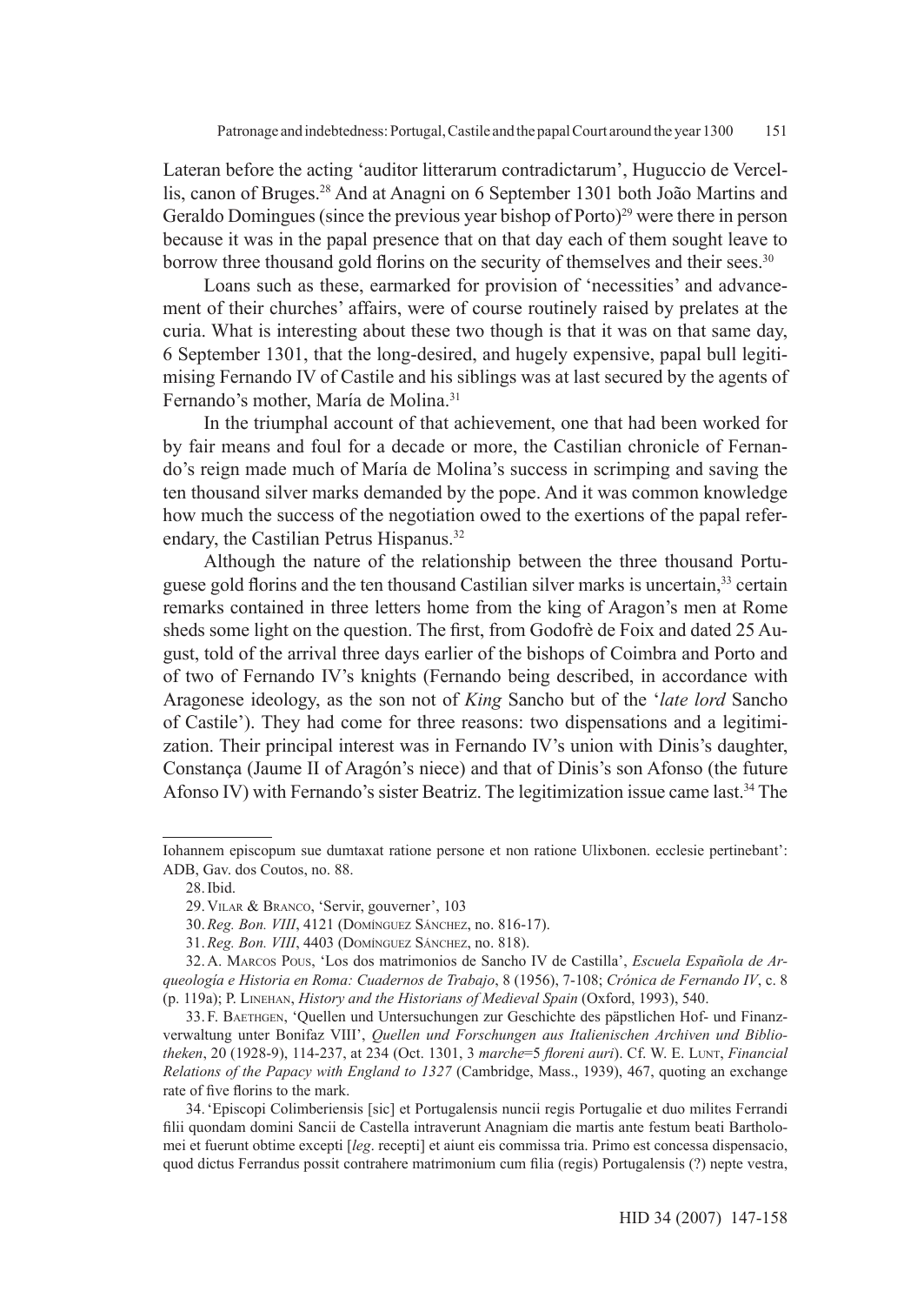Lateran before the acting 'auditor litterarum contradictarum', Huguccio de Vercellis, canon of Bruges.[28] And at Anagni on 6 September 1301 both João Martins and Geraldo Domingues (since the previous year bishop of Porto)[29] were there in person because it was in the papal presence that on that day each of them sought leave to borrow three thousand gold florins on the security of themselves and their sees.[30]

Loans such as these, earmarked for provision of 'necessities' and advancement of their churches' affairs, were of course routinely raised by prelates at the curia. What is interesting about these two though is that it was on that same day, 6 September 1301, that the long-desired, and hugely expensive, papal bull legitimising Fernando IV of Castile and his siblings was at last secured by the agents of Fernando's mother, María de Molina.[31]

In the triumphal account of that achievement, one that had been worked for by fair means and foul for a decade or more, the Castilian chronicle of Fernando's reign made much of María de Molina's success in scrimping and saving the ten thousand silver marks demanded by the pope. And it was common knowledge how much the success of the negotiation owed to the exertions of the papal referendary, the Castilian Petrus Hispanus.[32]

Although the nature of the relationship between the three thousand Portuguese gold florins and the ten thousand Castilian silver marks is uncertain,[33] certain remarks contained in three letters home from the king of Aragon's men at Rome sheds some light on the question. The first, from Godofrè de Foix and dated 25 August, told of the arrival three days earlier of the bishops of Coimbra and Porto and of two of Fernando IV's knights (Fernando being described, in accordance with Aragonese ideology, as the son not of *King* Sancho but of the '*late lord* Sancho of Castile'). They had come for three reasons: two dispensations and a legitimization. Their principal interest was in Fernando IV's union with Dinis's daughter, Constança (Jaume II of Aragón's niece) and that of Dinis's son Afonso (the future Afonso IV) with Fernando's sister Beatriz. The legitimization issue came last.[34] The

---

Iohannem episcopum sue dumtaxat ratione persone et non ratione Ulixbonen. ecclesie pertinebant': ADB, Gav. dos Coutos, no. 88.

28. Ibid.

29. Vilar & Branco, 'Servir, gouverner', 103

30. *Reg. Bon. VIII*, 4121 (Domínguez Sánchez, no. 816-17).

31. *Reg. Bon. VIII*, 4403 (Domínguez Sánchez, no. 818).

32. A. Marcos Pous, 'Los dos matrimonios de Sancho IV de Castilla', *Escuela Española de Arqueología e Historia en Roma: Cuadernos de Trabajo*, 8 (1956), 7-108; *Crónica de Fernando IV*, c. 8 (p. 119a); P. Linehan, *History and the Historians of Medieval Spain* (Oxford, 1993), 540.

33. F. Baethgen, 'Quellen und Untersuchungen zur Geschichte des päpstlichen Hof- und Finanzverwaltung unter Bonifaz VIII', *Quellen und Forschungen aus Italienischen Archiven und Bibliotheken*, 20 (1928-9), 114-237, at 234 (Oct. 1301, 3 *marche*=5 *floreni auri*). Cf. W. E. Lunt, *Financial Relations of the Papacy with England to 1327* (Cambridge, Mass., 1939), 467, quoting an exchange rate of five florins to the mark.

34. 'Episcopi Colimberiensis [sic] et Portugalensis nuncii regis Portugalie et duo milites Ferrandi filii quondam domini Sancii de Castella intraverunt Anagniam die martis ante festum beati Bartholomei et fuerunt obtime excepti [*leg*. recepti] et aiunt eis commissa tria. Primo est concessa dispensacio, quod dictus Ferrandus possit contrahere matrimonium cum filia (regis) Portugalensis (?) nepte vestra,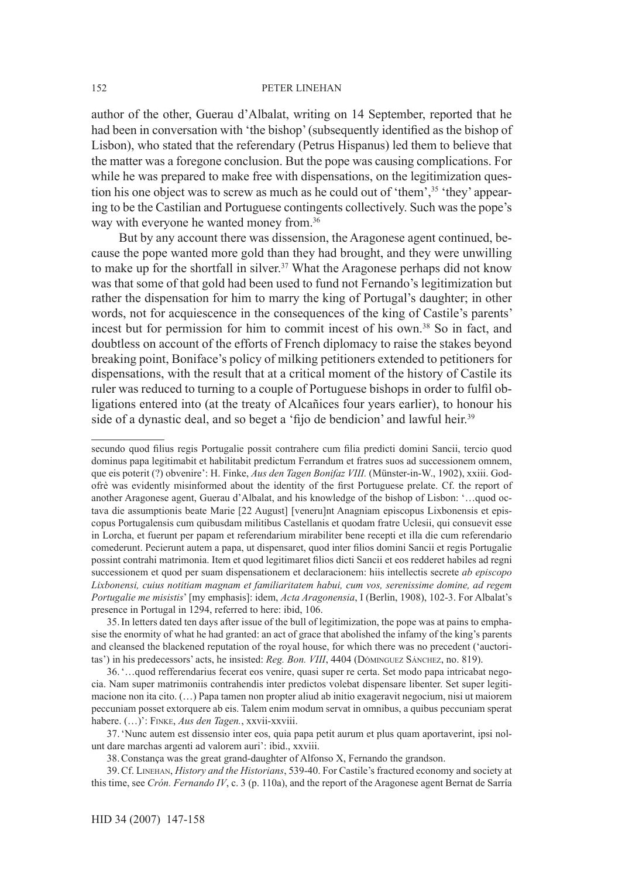author of the other, Guerau d'Albalat, writing on 14 September, reported that he had been in conversation with 'the bishop' (subsequently identified as the bishop of Lisbon), who stated that the referendary (Petrus Hispanus) led them to believe that the matter was a foregone conclusion. But the pope was causing complications. For while he was prepared to make free with dispensations, on the legitimization question his one object was to screw as much as he could out of 'them',[35] 'they' appearing to be the Castilian and Portuguese contingents collectively. Such was the pope's way with everyone he wanted money from.[36]

But by any account there was dissension, the Aragonese agent continued, because the pope wanted more gold than they had brought, and they were unwilling to make up for the shortfall in silver.[37] What the Aragonese perhaps did not know was that some of that gold had been used to fund not Fernando's legitimization but rather the dispensation for him to marry the king of Portugal's daughter; in other words, not for acquiescence in the consequences of the king of Castile's parents' incest but for permission for him to commit incest of his own.[38] So in fact, and doubtless on account of the efforts of French diplomacy to raise the stakes beyond breaking point, Boniface's policy of milking petitioners extended to petitioners for dispensations, with the result that at a critical moment of the history of Castile its ruler was reduced to turning to a couple of Portuguese bishops in order to fulfil obligations entered into (at the treaty of Alcañices four years earlier), to honour his side of a dynastic deal, and so beget a 'fijo de bendicion' and lawful heir.[39]

---

secundo quod filius regis Portugalie possit contrahere cum filia predicti domini Sancii, tercio quod dominus papa legitimabit et habilitabit predictum Ferrandum et fratres suos ad successionem omnem, que eis poterit (?) obvenire': H. Finke, *Aus den Tagen Bonifaz VIII.* (Münster-in-W., 1902), xxiii. Godofrè was evidently misinformed about the identity of the first Portuguese prelate. Cf. the report of another Aragonese agent, Guerau d'Albalat, and his knowledge of the bishop of Lisbon: '…quod octava die assumptionis beate Marie [22 August] [veneru]nt Anagniam episcopus Lixbonensis et episcopus Portugalensis cum quibusdam militibus Castellanis et quodam fratre Uclesii, qui consuevit esse in Lorcha, et fuerunt per papam et referendarium mirabiliter bene recepti et illa die cum referendario comederunt. Pecierunt autem a papa, ut dispensaret, quod inter filios domini Sancii et regis Portugalie possint contrahi matrimonia. Item et quod legitimaret filios dicti Sancii et eos redderet habiles ad regni successionem et quod per suam dispensationem et declaracionem: hiis intellectis secrete *ab episcopo Lixbonensi, cuius notitiam magnam et familiaritatem habui, cum vos, serenissime domine, ad regem Portugalie me misistis*' [my emphasis]: idem, *Acta Aragonensia*, I (Berlin, 1908), 102-3. For Albalat's presence in Portugal in 1294, referred to here: ibid, 106.

35. In letters dated ten days after issue of the bull of legitimization, the pope was at pains to emphasise the enormity of what he had granted: an act of grace that abolished the infamy of the king's parents and cleansed the blackened reputation of the royal house, for which there was no precedent ('auctoritas') in his predecessors' acts, he insisted: *Reg. Bon. VIII*, 4404 (Domínguez Sánchez, no. 819).

36. '…quod refferendarius fecerat eos venire, quasi super re certa. Set modo papa intricabat negocia. Nam super matrimoniis contrahendis inter predictos volebat dispensare libenter. Set super legitimacione non ita cito. (…) Papa tamen non propter aliud ab initio exageravit negocium, nisi ut maiorem peccuniam posset extorquere ab eis. Talem enim modum servat in omnibus, a quibus peccuniam sperat habere. (…)': Finke, *Aus den Tagen.*, xxvii-xxviii.

37. 'Nunc autem est dissensio inter eos, quia papa petit aurum et plus quam aportaverint, ipsi nolunt dare marchas argenti ad valorem auri': ibid., xxviii.

38. Constança was the great grand-daughter of Alfonso X, Fernando the grandson.

39. Cf. Linehan, *History and the Historians*, 539-40. For Castile's fractured economy and society at this time, see *Crón. Fernando IV*, c. 3 (p. 110a), and the report of the Aragonese agent Bernat de Sarría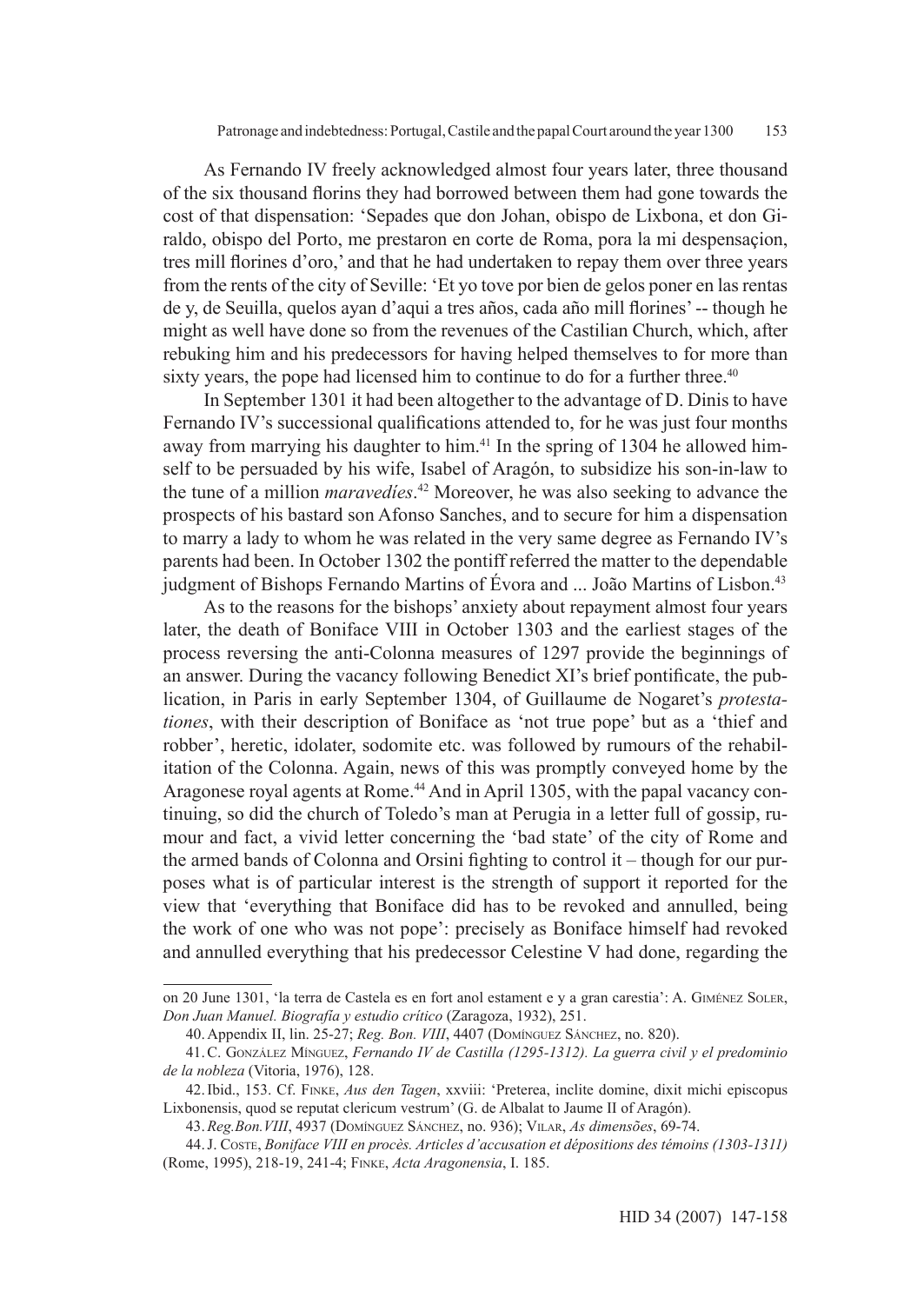As Fernando IV freely acknowledged almost four years later, three thousand of the six thousand florins they had borrowed between them had gone towards the cost of that dispensation: 'Sepades que don Johan, obispo de Lixbona, et don Giraldo, obispo del Porto, me prestaron en corte de Roma, pora la mi despensaçion, tres mill florines d'oro,' and that he had undertaken to repay them over three years from the rents of the city of Seville: 'Et yo tove por bien de gelos poner en las rentas de y, de Seuilla, quelos ayan d'aqui a tres años, cada año mill florines' -- though he might as well have done so from the revenues of the Castilian Church, which, after rebuking him and his predecessors for having helped themselves to for more than sixty years, the pope had licensed him to continue to do for a further three.[40]

In September 1301 it had been altogether to the advantage of D. Dinis to have Fernando IV's successional qualifications attended to, for he was just four months away from marrying his daughter to him.[41] In the spring of 1304 he allowed himself to be persuaded by his wife, Isabel of Aragón, to subsidize his son-in-law to the tune of a million *maravedíes*.[42] Moreover, he was also seeking to advance the prospects of his bastard son Afonso Sanches, and to secure for him a dispensation to marry a lady to whom he was related in the very same degree as Fernando IV's parents had been. In October 1302 the pontiff referred the matter to the dependable judgment of Bishops Fernando Martins of Évora and ... João Martins of Lisbon.[43]

As to the reasons for the bishops' anxiety about repayment almost four years later, the death of Boniface VIII in October 1303 and the earliest stages of the process reversing the anti-Colonna measures of 1297 provide the beginnings of an answer. During the vacancy following Benedict XI's brief pontificate, the publication, in Paris in early September 1304, of Guillaume de Nogaret's *protestationes*, with their description of Boniface as 'not true pope' but as a 'thief and robber', heretic, idolater, sodomite etc. was followed by rumours of the rehabilitation of the Colonna. Again, news of this was promptly conveyed home by the Aragonese royal agents at Rome.[44] And in April 1305, with the papal vacancy continuing, so did the church of Toledo's man at Perugia in a letter full of gossip, rumour and fact, a vivid letter concerning the 'bad state' of the city of Rome and the armed bands of Colonna and Orsini fighting to control it – though for our purposes what is of particular interest is the strength of support it reported for the view that 'everything that Boniface did has to be revoked and annulled, being the work of one who was not pope': precisely as Boniface himself had revoked and annulled everything that his predecessor Celestine V had done, regarding the

---

on 20 June 1301, 'la terra de Castela es en fort anol estament e y a gran carestia': A. Giménez Soler, *Don Juan Manuel. Biografía y estudio crítico* (Zaragoza, 1932), 251.

40. Appendix II, lin. 25-27; *Reg. Bon. VIII*, 4407 (Domínguez Sánchez, no. 820).

41. C. González Mínguez, *Fernando IV de Castilla (1295-1312). La guerra civil y el predominio de la nobleza* (Vitoria, 1976), 128.

42. Ibid., 153. Cf. Finke, *Aus den Tagen*, xxviii: 'Preterea, inclite domine, dixit michi episcopus Lixbonensis, quod se reputat clericum vestrum' (G. de Albalat to Jaume II of Aragón).

43. *Reg.Bon.VIII*, 4937 (Domínguez Sánchez, no. 936); Vilar, *As dimensões*, 69-74.

44. J. Coste, *Boniface VIII en procès. Articles d'accusation et dépositions des témoins (1303-1311)* (Rome, 1995), 218-19, 241-4; Finke, *Acta Aragonensia*, I. 185.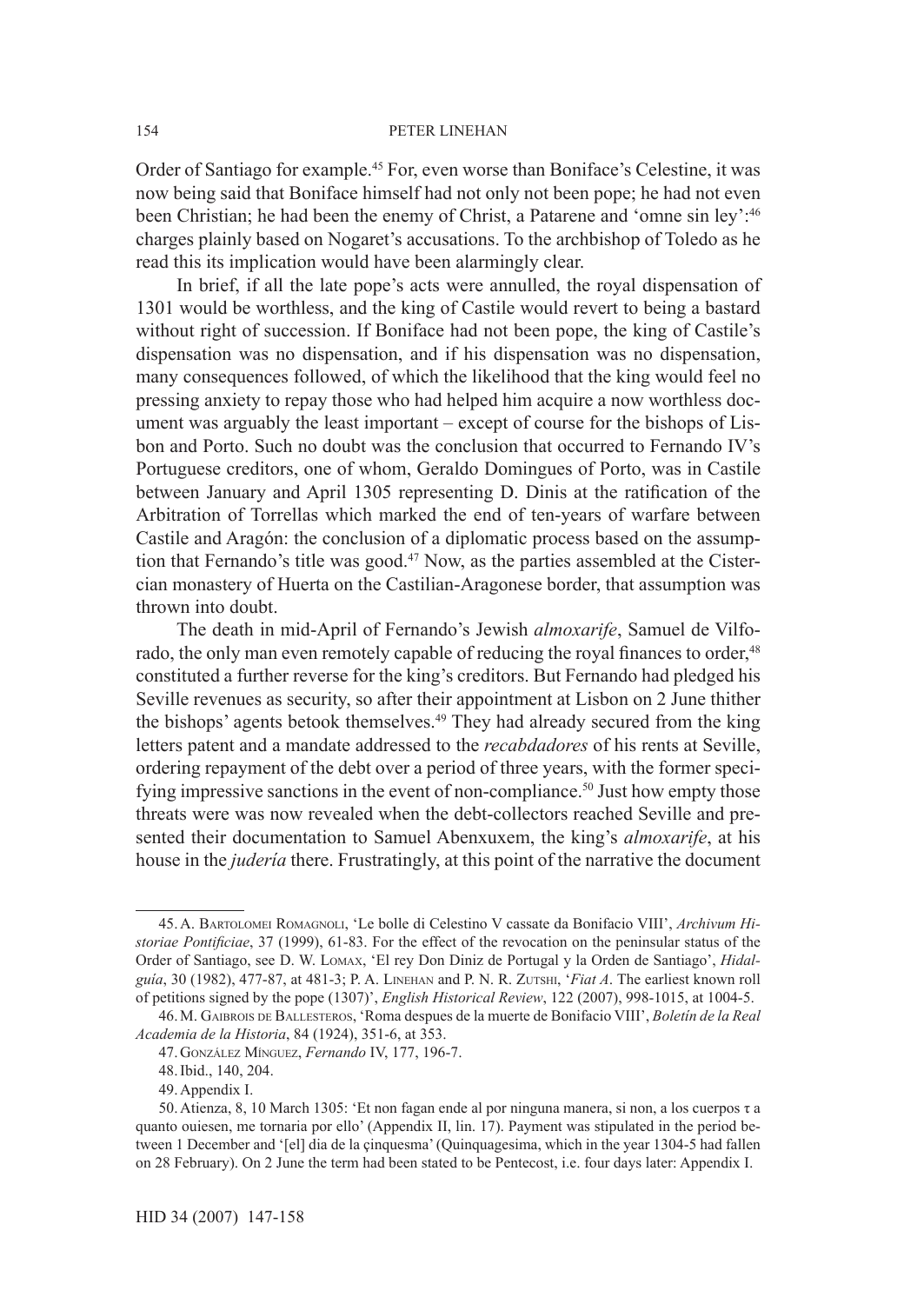Order of Santiago for example.[45] For, even worse than Boniface's Celestine, it was now being said that Boniface himself had not only not been pope; he had not even been Christian; he had been the enemy of Christ, a Patarene and 'omne sin ley':[46] charges plainly based on Nogaret's accusations. To the archbishop of Toledo as he read this its implication would have been alarmingly clear.

In brief, if all the late pope's acts were annulled, the royal dispensation of 1301 would be worthless, and the king of Castile would revert to being a bastard without right of succession. If Boniface had not been pope, the king of Castile's dispensation was no dispensation, and if his dispensation was no dispensation, many consequences followed, of which the likelihood that the king would feel no pressing anxiety to repay those who had helped him acquire a now worthless document was arguably the least important – except of course for the bishops of Lisbon and Porto. Such no doubt was the conclusion that occurred to Fernando IV's Portuguese creditors, one of whom, Geraldo Domingues of Porto, was in Castile between January and April 1305 representing D. Dinis at the ratification of the Arbitration of Torrellas which marked the end of ten-years of warfare between Castile and Aragón: the conclusion of a diplomatic process based on the assumption that Fernando's title was good.[47] Now, as the parties assembled at the Cistercian monastery of Huerta on the Castilian-Aragonese border, that assumption was thrown into doubt.

The death in mid-April of Fernando's Jewish *almoxarife*, Samuel de Vilforado, the only man even remotely capable of reducing the royal finances to order,[48] constituted a further reverse for the king's creditors. But Fernando had pledged his Seville revenues as security, so after their appointment at Lisbon on 2 June thither the bishops' agents betook themselves.[49] They had already secured from the king letters patent and a mandate addressed to the *recabdadores* of his rents at Seville, ordering repayment of the debt over a period of three years, with the former specifying impressive sanctions in the event of non-compliance.[50] Just how empty those threats were was now revealed when the debt-collectors reached Seville and presented their documentation to Samuel Abenxuxem, the king's *almoxarife*, at his house in the *judería* there. Frustratingly, at this point of the narrative the document

---

45. A. Bartolomei Romagnoli, 'Le bolle di Celestino V cassate da Bonifacio VIII', *Archivum Historiae Pontificiae*, 37 (1999), 61-83. For the effect of the revocation on the peninsular status of the Order of Santiago, see D. W. Lomax, 'El rey Don Diniz de Portugal y la Orden de Santiago', *Hidalguía*, 30 (1982), 477-87, at 481-3; P. A. Linehan and P. N. R. Zutshi, '*Fiat A*. The earliest known roll of petitions signed by the pope (1307)', *English Historical Review*, 122 (2007), 998-1015, at 1004-5.

46. M. Gaibrois de Ballesteros, 'Roma despues de la muerte de Bonifacio VIII', *Boletín de la Real Academia de la Historia*, 84 (1924), 351-6, at 353.

47. González Mínguez, *Fernando* IV, 177, 196-7.

48. Ibid., 140, 204.

49. Appendix I.

50. Atienza, 8, 10 March 1305: 'Et non fagan ende al por ninguna manera, si non, a los cuerpos τ a quanto ouiesen, me tornaria por ello' (Appendix II, lin. 17). Payment was stipulated in the period between 1 December and '[el] dia de la çinquesma' (Quinquagesima, which in the year 1304-5 had fallen on 28 February). On 2 June the term had been stated to be Pentecost, i.e. four days later: Appendix I.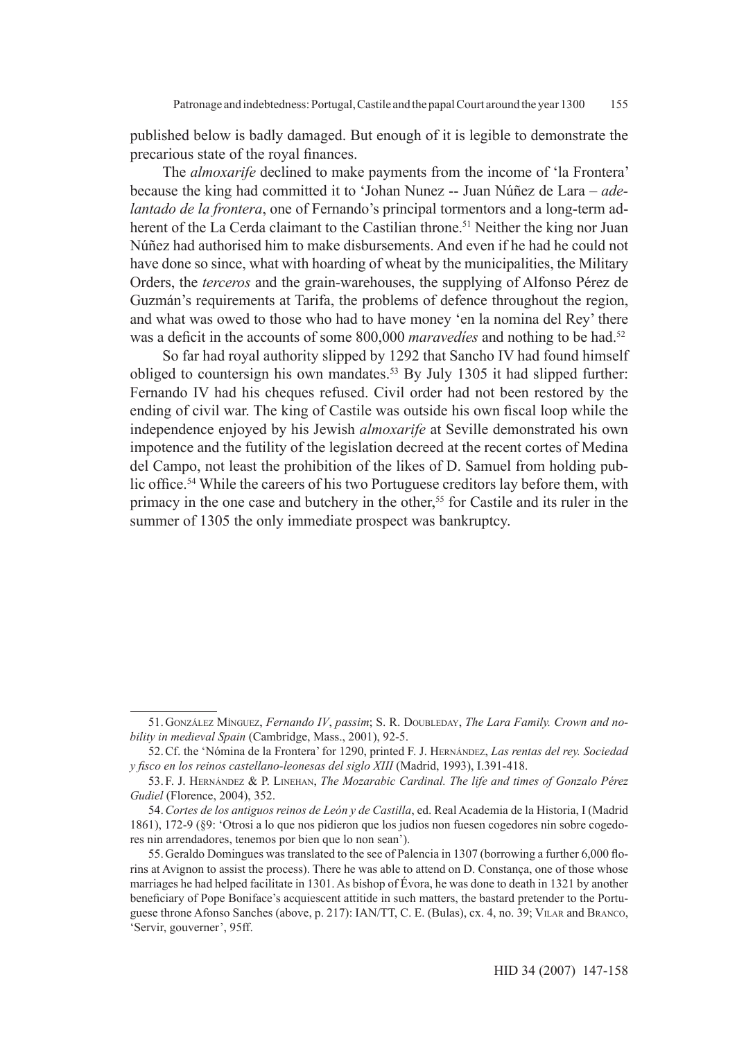published below is badly damaged. But enough of it is legible to demonstrate the precarious state of the royal finances.

The *almoxarife* declined to make payments from the income of 'la Frontera' because the king had committed it to 'Johan Nunez -- Juan Núñez de Lara – *adelantado de la frontera*, one of Fernando's principal tormentors and a long-term adherent of the La Cerda claimant to the Castilian throne.[51] Neither the king nor Juan Núñez had authorised him to make disbursements. And even if he had he could not have done so since, what with hoarding of wheat by the municipalities, the Military Orders, the *terceros* and the grain-warehouses, the supplying of Alfonso Pérez de Guzmán's requirements at Tarifa, the problems of defence throughout the region, and what was owed to those who had to have money 'en la nomina del Rey' there was a deficit in the accounts of some 800,000 *maravedíes* and nothing to be had.[52]

So far had royal authority slipped by 1292 that Sancho IV had found himself obliged to countersign his own mandates.[53] By July 1305 it had slipped further: Fernando IV had his cheques refused. Civil order had not been restored by the ending of civil war. The king of Castile was outside his own fiscal loop while the independence enjoyed by his Jewish *almoxarife* at Seville demonstrated his own impotence and the futility of the legislation decreed at the recent cortes of Medina del Campo, not least the prohibition of the likes of D. Samuel from holding public office.[54] While the careers of his two Portuguese creditors lay before them, with primacy in the one case and butchery in the other,[55] for Castile and its ruler in the summer of 1305 the only immediate prospect was bankruptcy.

---

51. González Mínguez, *Fernando IV*, *passim*; S. R. Doubleday, *The Lara Family. Crown and nobility in medieval Spain* (Cambridge, Mass., 2001), 92-5.

52. Cf. the 'Nómina de la Frontera' for 1290, printed F. J. Hernández, *Las rentas del rey. Sociedad y fisco en los reinos castellano-leonesas del siglo XIII* (Madrid, 1993), I.391-418.

53. F. J. Hernández & P. Linehan, *The Mozarabic Cardinal. The life and times of Gonzalo Pérez Gudiel* (Florence, 2004), 352.

54. *Cortes de los antiguos reinos de León y de Castilla*, ed. Real Academia de la Historia, I (Madrid 1861), 172-9 (§9: 'Otrosi a lo que nos pidieron que los judios non fuesen cogedores nin sobre cogedores nin arrendadores, tenemos por bien que lo non sean').

55. Geraldo Domingues was translated to the see of Palencia in 1307 (borrowing a further 6,000 florins at Avignon to assist the process). There he was able to attend on D. Constança, one of those whose marriages he had helped facilitate in 1301. As bishop of Évora, he was done to death in 1321 by another beneficiary of Pope Boniface's acquiescent attitide in such matters, the bastard pretender to the Portuguese throne Afonso Sanches (above, p. 217): IAN/TT, C. E. (Bulas), cx. 4, no. 39; Vilar and Branco, 'Servir, gouverner', 95ff.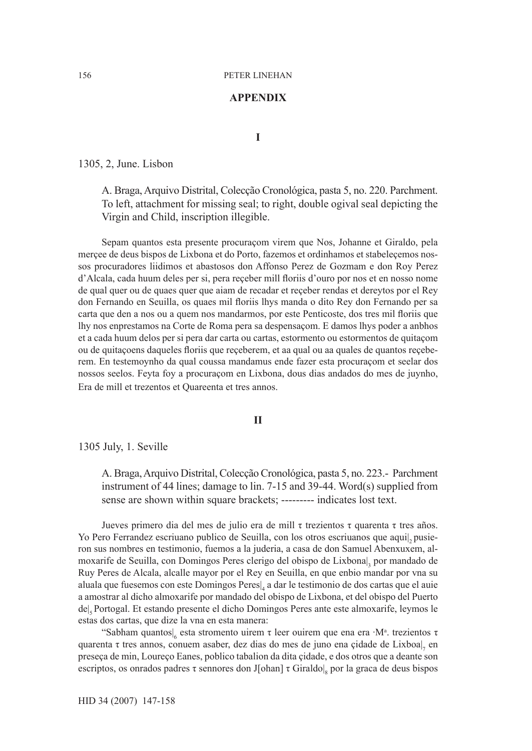## APPENDIX

### I

1305, 2, June. Lisbon

> A. Braga, Arquivo Distrital, Colecção Cronológica, pasta 5, no. 220. Parchment. To left, attachment for missing seal; to right, double ogival seal depicting the Virgin and Child, inscription illegible.

Sepam quantos esta presente procuraçom virem que Nos, Johanne et Giraldo, pela merçee de deus bispos de Lixbona et do Porto, fazemos et ordinhamos et stabeleçemos nossos procuradores liidimos et abastosos don Affonso Perez de Gozmam e don Roy Perez d'Alcala, cada huum deles per si, pera reçeber mill floriis d'ouro por nos et en nosso nome de qual quer ou de quaes quer que aiam de recadar et reçeber rendas et dereytos por el Rey don Fernando en Seuilla, os quaes mil floriis lhys manda o dito Rey don Fernando per sa carta que den a nos ou a quem nos mandarmos, por este Penticoste, dos tres mil floriis que lhy nos enprestamos na Corte de Roma pera sa despensaçom. E damos lhys poder a anbhos et a cada huum delos per si pera dar carta ou cartas, estormento ou estormentos de quitaçom ou de quitaçoens daqueles floriis que reçeberem, et aa qual ou aa quales de quantos reçeberem. En testemoynho da qual coussa mandamus ende fazer esta procuraçom et seelar dos nossos seelos. Feyta foy a procuraçom en Lixbona, dous dias andados do mes de juynho, Era de mill et trezentos et Quareenta et tres annos.

### II

1305 July, 1. Seville

> A. Braga, Arquivo Distrital, Colecção Cronológica, pasta 5, no. 223.- Parchment instrument of 44 lines; damage to lin. 7-15 and 39-44. Word(s) supplied from sense are shown within square brackets; --------- indicates lost text.

Jueves primero dia del mes de julio era de mill τ trezientos τ quarenta τ tres años. Yo Pero Ferrandez escriuano publico de Seuilla, con los otros escriuanos que aqui|$_2$ pusieron sus nombres en testimonio, fuemos a la juderia, a casa de don Samuel Abenxuxem, almoxarife de Seuilla, con Domingos Peres clerigo del obispo de Lixbona|$_3$ por mandado de Ruy Peres de Alcala, alcalle mayor por el Rey en Seuilla, en que enbio mandar por vna su aluala que fuesemos con este Domingos Peres|$_4$ a dar le testimonio de dos cartas que el auie a amostrar al dicho almoxarife por mandado del obispo de Lixbona, et del obispo del Puerto de|$_5$ Portogal. Et estando presente el dicho Domingos Peres ante este almoxarife, leymos le estas dos cartas, que dize la vna en esta manera:

"Sabham quantos|$_6$ esta stromento uirem τ leer ouirem que ena era ·Mª. trezientos τ quarenta τ tres annos, conuem asaber, dez dias do mes de juno ena çidade de Lixboa|$_7$ en preseça de min, Loureço Eanes, poblico tabalion da dita çidade, e dos otros que a deante son escriptos, os onrados padres τ sennores don J[ohan] τ Giraldo|$_8$ por la graca de deus bispos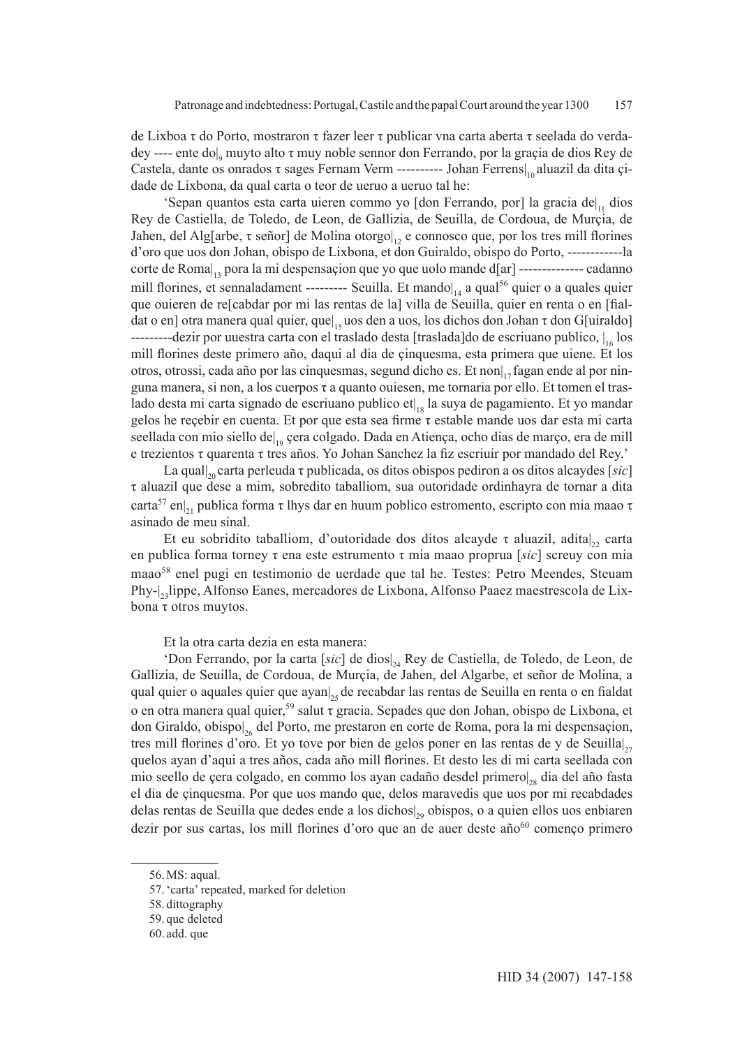de Lixboa τ do Porto, mostraron τ fazer leer τ publicar vna carta aberta τ seelada do verdadey ---- ente do|$_9$ muyto alto τ muy noble sennor don Ferrando, por la graçia de dios Rey de Castela, dante os onrados τ sages Fernam Verm ---------- Johan Ferrens|$_{10}$ aluazil da dita çidade de Lixbona, da qual carta o teor de ueruo a ueruo tal he:

'Sepan quantos esta carta uieren commo yo [don Ferrando, por] la gracia de|$_{11}$ dios Rey de Castiella, de Toledo, de Leon, de Gallizia, de Seuilla, de Cordoua, de Murçia, de Jahen, del Alg[arbe, τ señor] de Molina otorgo|$_{12}$ e connosco que, por los tres mill florines d'oro que uos don Johan, obispo de Lixbona, et don Guiraldo, obispo do Porto, ------------la corte de Roma|$_{13}$ pora la mi despensaçion que yo que uolo mande d[ar] -------------- cadanno mill florines, et sennaladament --------- Seuilla. Et mando|$_{14}$ a qual[56] quier o a quales quier que ouieren de re[cabdar por mi las rentas de la] villa de Seuilla, quier en renta o en [fialdat o en] otra manera qual quier, que|$_{15}$ uos den a uos, los dichos don Johan τ don G[uiraldo] ---------dezir por uuestra carta con el traslado desta [traslada]do de escriuano publico, |$_{16}$ los mill florines deste primero año, daqui al dia de çinquesma, esta primera que uiene. Et los otros, otrossi, cada año por las cinquesmas, segund dicho es. Et non|$_{17}$ fagan ende al por ninguna manera, si non, a los cuerpos τ a quanto ouiesen, me tornaria por ello. Et tomen el traslado desta mi carta signado de escriuano publico et|$_{18}$ la suya de pagamiento. Et yo mandar gelos he reçebir en cuenta. Et por que esta sea firme τ estable mande uos dar esta mi carta seellada con mio siello de|$_{19}$ çera colgado. Dada en Atiença, ocho dias de março, era de mill e trezientos τ quarenta τ tres años. Yo Johan Sanchez la fiz escriuir por mandado del Rey.'

La qual|$_{20}$ carta perleuda τ publicada, os ditos obispos pediron a os ditos alcaydes [*sic*] τ aluazil que dese a mim, sobredito taballiom, sua outoridade ordinhayra de tornar a dita carta[57] en|$_{21}$ publica forma τ lhys dar en huum poblico estromento, escripto con mia maao τ asinado de meu sinal.

Et eu sobridito taballiom, d'outoridade dos ditos alcayde τ aluazil, adita|$_{22}$ carta en publica forma torney τ ena este estrumento τ mia maao proprua [*sic*] screuy con mia maao[58] enel pugi en testimonio de uerdade que tal he. Testes: Petro Meendes, Steuam Phy-|$_{23}$lippe, Alfonso Eanes, mercadores de Lixbona, Alfonso Paaez maestrescola de Lixbona τ otros muytos.

Et la otra carta dezia en esta manera:

'Don Ferrando, por la carta [*sic*] de dios|$_{24}$ Rey de Castiella, de Toledo, de Leon, de Gallizia, de Seuilla, de Cordoua, de Murçia, de Jahen, del Algarbe, et señor de Molina, a qual quier o aquales quier que ayan|$_{25}$ de recabdar las rentas de Seuilla en renta o en fialdat o en otra manera qual quier,[59] salut τ gracia. Sepades que don Johan, obispo de Lixbona, et don Giraldo, obispo|$_{26}$ del Porto, me prestaron en corte de Roma, pora la mi despensaçion, tres mill florines d'oro. Et yo tove por bien de gelos poner en las rentas de y de Seuilla|$_{27}$ quelos ayan d'aqui a tres años, cada año mill florines. Et desto les di mi carta seellada con mio seello de çera colgado, en commo los ayan cadaño desdel primero|$_{28}$ dia del año fasta el dia de çinquesma. Por que uos mando que, delos maravedis que uos por mi recabdades delas rentas de Seuilla que dedes ende a los dichos|$_{29}$ obispos, o a quien ellos uos enbiaren dezir por sus cartas, los mill florines d'oro que an de auer deste año[60] començo primero

---

56. MS: aqual.

57. 'carta' repeated, marked for deletion

58. dittography

59. que deleted

60. add. que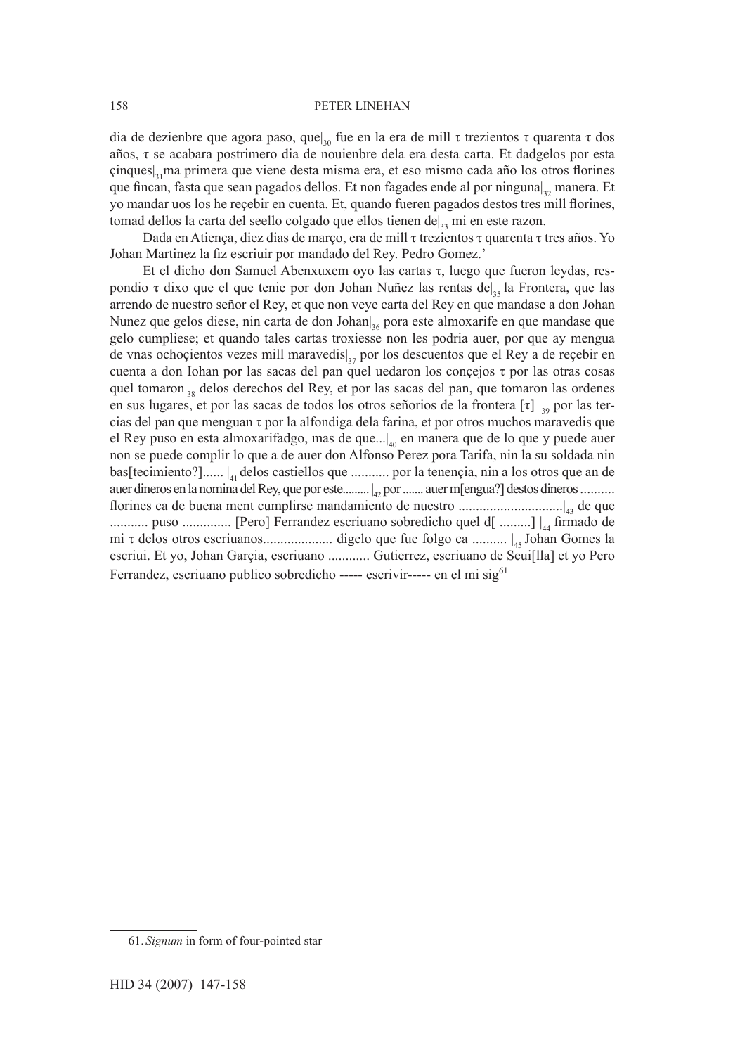dia de dezienbre que agora paso, que|$_{30}$ fue en la era de mill τ trezientos τ quarenta τ dos años, τ se acabara postrimero dia de nouienbre dela era desta carta. Et dadgelos por esta çinques|$_{31}$ma primera que viene desta misma era, et eso mismo cada año los otros florines que fincan, fasta que sean pagados dellos. Et non fagades ende al por ninguna|$_{32}$ manera. Et yo mandar uos los he reçebir en cuenta. Et, quando fueren pagados destos tres mill florines, tomad dellos la carta del seello colgado que ellos tienen de|$_{33}$ mi en este razon.

Dada en Atiença, diez dias de março, era de mill τ trezientos τ quarenta τ tres años. Yo Johan Martinez la fiz escriuir por mandado del Rey. Pedro Gomez.'

Et el dicho don Samuel Abenxuxem oyo las cartas τ, luego que fueron leydas, respondio τ dixo que el que tenie por don Johan Nuñez las rentas de|$_{35}$ la Frontera, que las arrendo de nuestro señor el Rey, et que non veye carta del Rey en que mandase a don Johan Nunez que gelos diese, nin carta de don Johan|$_{36}$ pora este almoxarife en que mandase que gelo cumpliese; et quando tales cartas troxiesse non les podria auer, por que ay mengua de vnas ochoçientos vezes mill maravedis|$_{37}$ por los descuentos que el Rey a de reçebir en cuenta a don Iohan por las sacas del pan quel uedaron los conçejos τ por las otras cosas quel tomaron|$_{38}$ delos derechos del Rey, et por las sacas del pan, que tomaron las ordenes en sus lugares, et por las sacas de todos los otros señorios de la frontera [τ] |$_{39}$ por las tercias del pan que menguan τ por la alfondiga dela farina, et por otros muchos maravedis que el Rey puso en esta almoxarifadgo, mas de que...|$_{40}$ en manera que de lo que y puede auer non se puede complir lo que a de auer don Alfonso Perez pora Tarifa, nin la su soldada nin bas[tecimiento?]...... |$_{41}$ delos castiellos que ........... por la tenençia, nin a los otros que an de auer dineros en la nomina del Rey, que por este......... |$_{42}$ por ....... auer m[engua?] destos dineros .......... florines ca de buena ment cumplirse mandamiento de nuestro ..............................|$_{43}$ de que ........... puso .............. [Pero] Ferrandez escriuano sobredicho quel d[ .........] |$_{44}$ firmado de mi τ delos otros escriuanos.................... digelo que fue folgo ca .......... |$_{45}$ Johan Gomes la escriui. Et yo, Johan Garçia, escriuano ............ Gutierrez, escriuano de Seui[lla] et yo Pero Ferrandez, escriuano publico sobredicho ----- escrivir----- en el mi sig[61]

---

61. *Signum* in form of four-pointed star